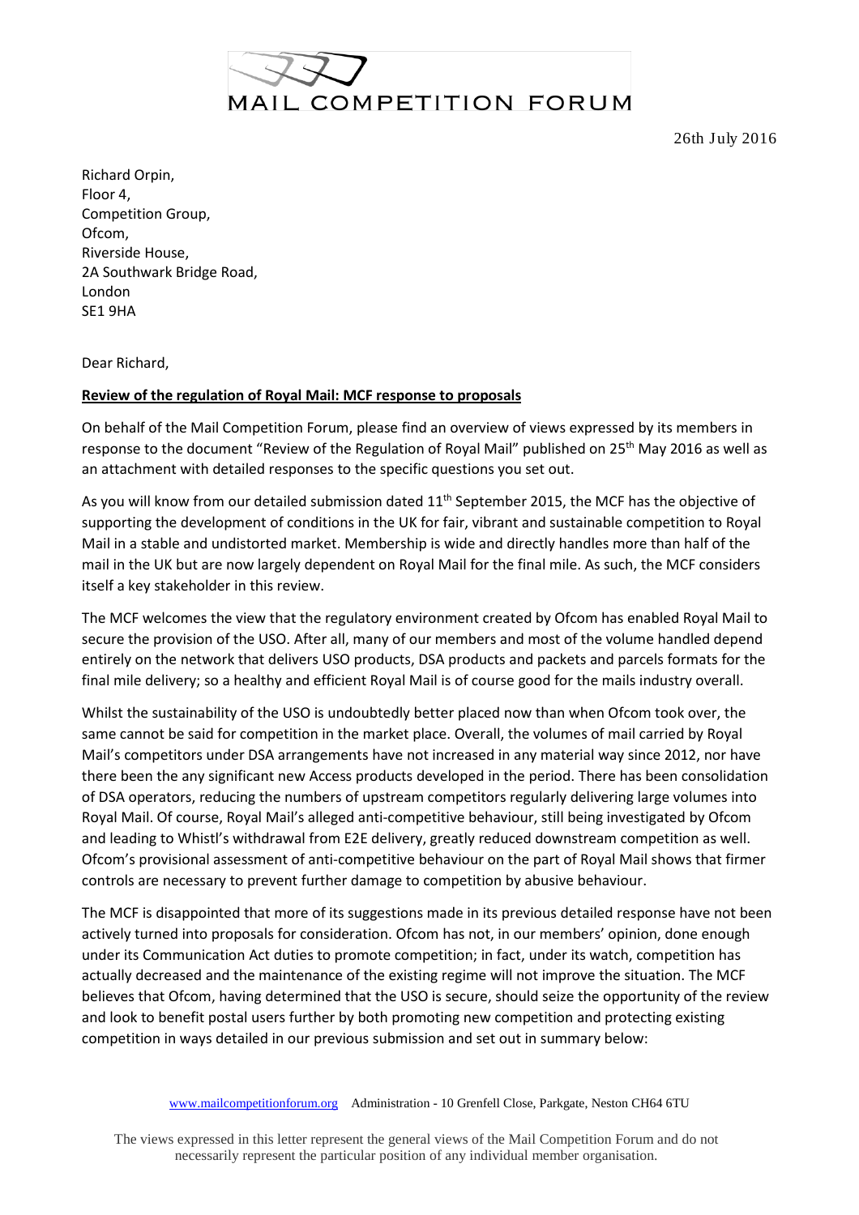MAIL COMPETITION FORUM

26th July 2016

Richard Orpin,
Floor 4,
Competition Group,
Ofcom,
Riverside House,
2A Southwark Bridge Road,
London
SE1 9HA

Dear Richard,

**Review of the regulation of Royal Mail: MCF response to proposals**

On behalf of the Mail Competition Forum, please find an overview of views expressed by its members in response to the document "Review of the Regulation of Royal Mail" published on 25th May 2016 as well as an attachment with detailed responses to the specific questions you set out.

As you will know from our detailed submission dated 11th September 2015, the MCF has the objective of supporting the development of conditions in the UK for fair, vibrant and sustainable competition to Royal Mail in a stable and undistorted market. Membership is wide and directly handles more than half of the mail in the UK but are now largely dependent on Royal Mail for the final mile. As such, the MCF considers itself a key stakeholder in this review.

The MCF welcomes the view that the regulatory environment created by Ofcom has enabled Royal Mail to secure the provision of the USO. After all, many of our members and most of the volume handled depend entirely on the network that delivers USO products, DSA products and packets and parcels formats for the final mile delivery; so a healthy and efficient Royal Mail is of course good for the mails industry overall.

Whilst the sustainability of the USO is undoubtedly better placed now than when Ofcom took over, the same cannot be said for competition in the market place. Overall, the volumes of mail carried by Royal Mail's competitors under DSA arrangements have not increased in any material way since 2012, nor have there been the any significant new Access products developed in the period. There has been consolidation of DSA operators, reducing the numbers of upstream competitors regularly delivering large volumes into Royal Mail. Of course, Royal Mail's alleged anti-competitive behaviour, still being investigated by Ofcom and leading to Whistl's withdrawal from E2E delivery, greatly reduced downstream competition as well. Ofcom's provisional assessment of anti-competitive behaviour on the part of Royal Mail shows that firmer controls are necessary to prevent further damage to competition by abusive behaviour.

The MCF is disappointed that more of its suggestions made in its previous detailed response have not been actively turned into proposals for consideration. Ofcom has not, in our members' opinion, done enough under its Communication Act duties to promote competition; in fact, under its watch, competition has actually decreased and the maintenance of the existing regime will not improve the situation. The MCF believes that Ofcom, having determined that the USO is secure, should seize the opportunity of the review and look to benefit postal users further by both promoting new competition and protecting existing competition in ways detailed in our previous submission and set out in summary below:

www.mailcompetitionforum.org Administration - 10 Grenfell Close, Parkgate, Neston CH64 6TU

The views expressed in this letter represent the general views of the Mail Competition Forum and do not necessarily represent the particular position of any individual member organisation.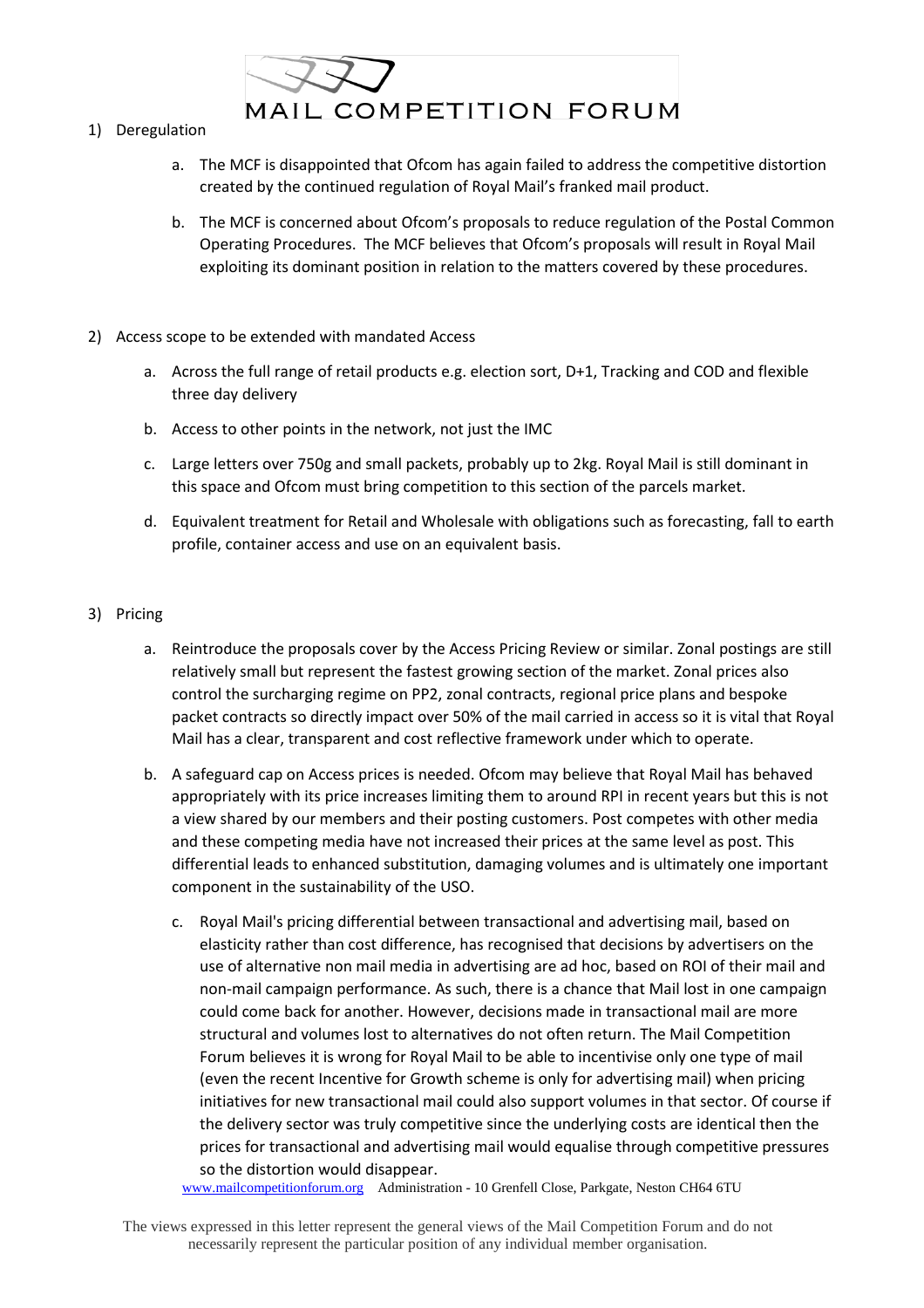1) Deregulation

    a. The MCF is disappointed that Ofcom has again failed to address the competitive distortion created by the continued regulation of Royal Mail's franked mail product.

    b. The MCF is concerned about Ofcom's proposals to reduce regulation of the Postal Common Operating Procedures. The MCF believes that Ofcom's proposals will result in Royal Mail exploiting its dominant position in relation to the matters covered by these procedures.

2) Access scope to be extended with mandated Access

    a. Across the full range of retail products e.g. election sort, D+1, Tracking and COD and flexible three day delivery

    b. Access to other points in the network, not just the IMC

    c. Large letters over 750g and small packets, probably up to 2kg. Royal Mail is still dominant in this space and Ofcom must bring competition to this section of the parcels market.

    d. Equivalent treatment for Retail and Wholesale with obligations such as forecasting, fall to earth profile, container access and use on an equivalent basis.

3) Pricing

    a. Reintroduce the proposals cover by the Access Pricing Review or similar. Zonal postings are still relatively small but represent the fastest growing section of the market. Zonal prices also control the surcharging regime on PP2, zonal contracts, regional price plans and bespoke packet contracts so directly impact over 50% of the mail carried in access so it is vital that Royal Mail has a clear, transparent and cost reflective framework under which to operate.

    b. A safeguard cap on Access prices is needed. Ofcom may believe that Royal Mail has behaved appropriately with its price increases limiting them to around RPI in recent years but this is not a view shared by our members and their posting customers. Post competes with other media and these competing media have not increased their prices at the same level as post. This differential leads to enhanced substitution, damaging volumes and is ultimately one important component in the sustainability of the USO.

    c. Royal Mail's pricing differential between transactional and advertising mail, based on elasticity rather than cost difference, has recognised that decisions by advertisers on the use of alternative non mail media in advertising are ad hoc, based on ROI of their mail and non-mail campaign performance. As such, there is a chance that Mail lost in one campaign could come back for another. However, decisions made in transactional mail are more structural and volumes lost to alternatives do not often return. The Mail Competition Forum believes it is wrong for Royal Mail to be able to incentivise only one type of mail (even the recent Incentive for Growth scheme is only for advertising mail) when pricing initiatives for new transactional mail could also support volumes in that sector. Of course if the delivery sector was truly competitive since the underlying costs are identical then the prices for transactional and advertising mail would equalise through competitive pressures so the distortion would disappear.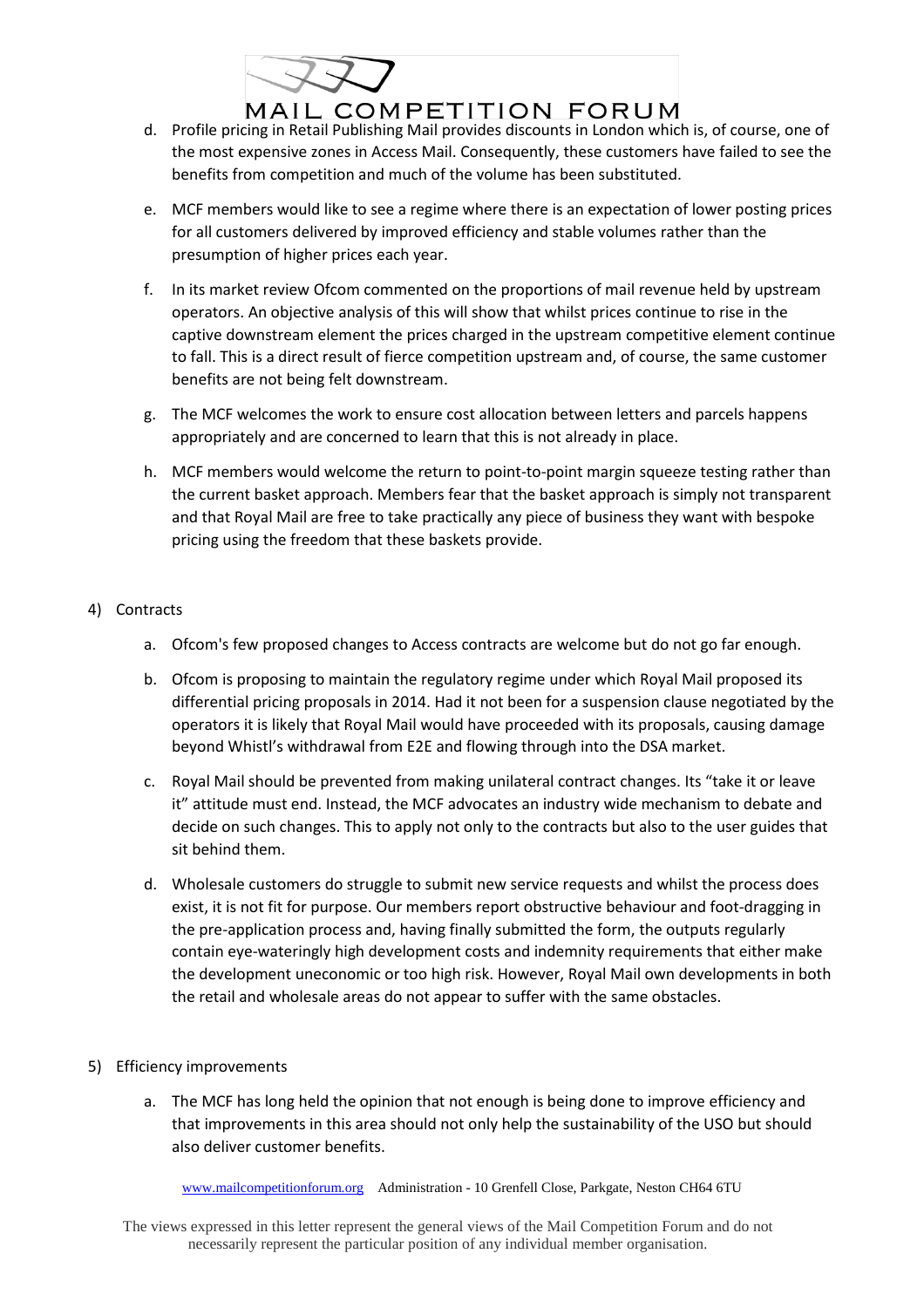d. Profile pricing in Retail Publishing Mail provides discounts in London which is, of course, one of the most expensive zones in Access Mail. Consequently, these customers have failed to see the benefits from competition and much of the volume has been substituted.

e. MCF members would like to see a regime where there is an expectation of lower posting prices for all customers delivered by improved efficiency and stable volumes rather than the presumption of higher prices each year.

f. In its market review Ofcom commented on the proportions of mail revenue held by upstream operators. An objective analysis of this will show that whilst prices continue to rise in the captive downstream element the prices charged in the upstream competitive element continue to fall. This is a direct result of fierce competition upstream and, of course, the same customer benefits are not being felt downstream.

g. The MCF welcomes the work to ensure cost allocation between letters and parcels happens appropriately and are concerned to learn that this is not already in place.

h. MCF members would welcome the return to point-to-point margin squeeze testing rather than the current basket approach. Members fear that the basket approach is simply not transparent and that Royal Mail are free to take practically any piece of business they want with bespoke pricing using the freedom that these baskets provide.

4) Contracts

a. Ofcom's few proposed changes to Access contracts are welcome but do not go far enough.

b. Ofcom is proposing to maintain the regulatory regime under which Royal Mail proposed its differential pricing proposals in 2014. Had it not been for a suspension clause negotiated by the operators it is likely that Royal Mail would have proceeded with its proposals, causing damage beyond Whistl's withdrawal from E2E and flowing through into the DSA market.

c. Royal Mail should be prevented from making unilateral contract changes. Its "take it or leave it" attitude must end. Instead, the MCF advocates an industry wide mechanism to debate and decide on such changes. This to apply not only to the contracts but also to the user guides that sit behind them.

d. Wholesale customers do struggle to submit new service requests and whilst the process does exist, it is not fit for purpose. Our members report obstructive behaviour and foot-dragging in the pre-application process and, having finally submitted the form, the outputs regularly contain eye-wateringly high development costs and indemnity requirements that either make the development uneconomic or too high risk. However, Royal Mail own developments in both the retail and wholesale areas do not appear to suffer with the same obstacles.

5) Efficiency improvements

a. The MCF has long held the opinion that not enough is being done to improve efficiency and that improvements in this area should not only help the sustainability of the USO but should also deliver customer benefits.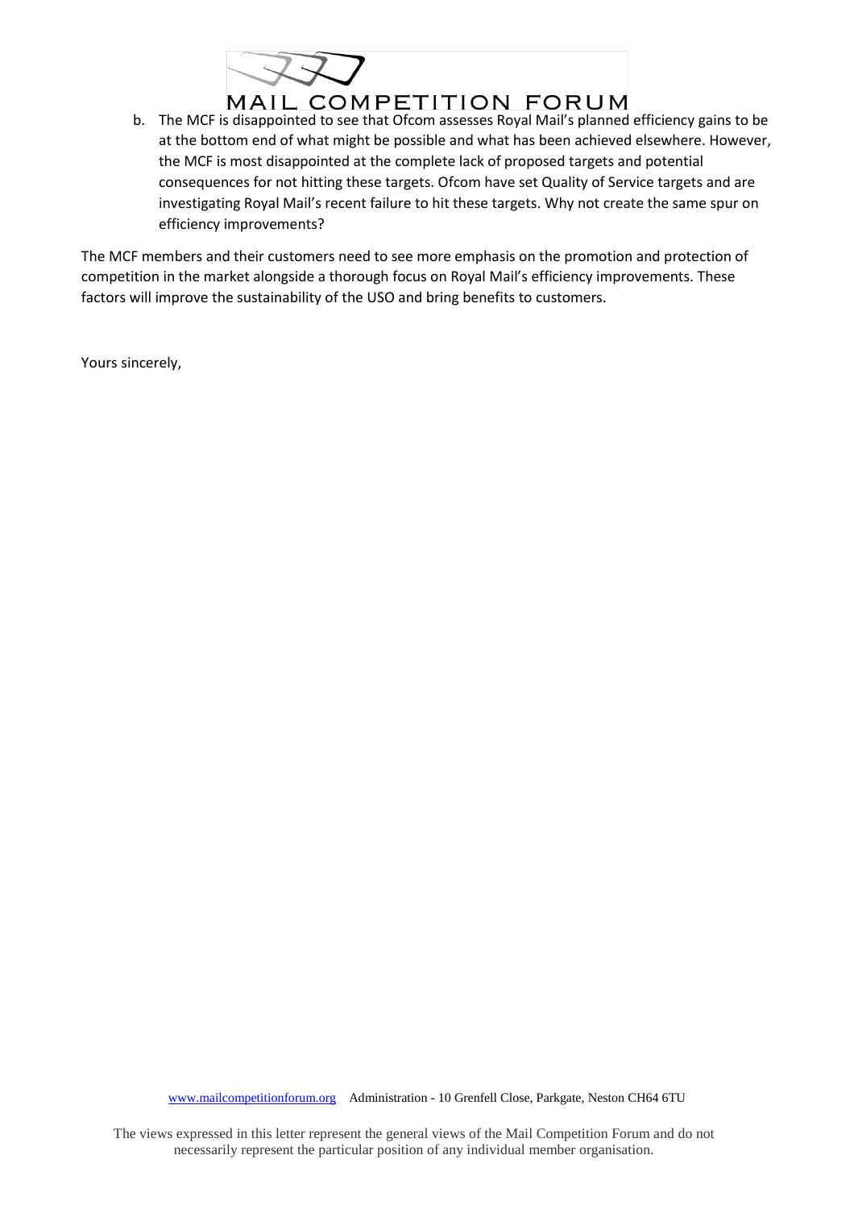b. The MCF is disappointed to see that Ofcom assesses Royal Mail's planned efficiency gains to be at the bottom end of what might be possible and what has been achieved elsewhere. However, the MCF is most disappointed at the complete lack of proposed targets and potential consequences for not hitting these targets. Ofcom have set Quality of Service targets and are investigating Royal Mail's recent failure to hit these targets. Why not create the same spur on efficiency improvements?

The MCF members and their customers need to see more emphasis on the promotion and protection of competition in the market alongside a thorough focus on Royal Mail's efficiency improvements. These factors will improve the sustainability of the USO and bring benefits to customers.

Yours sincerely,